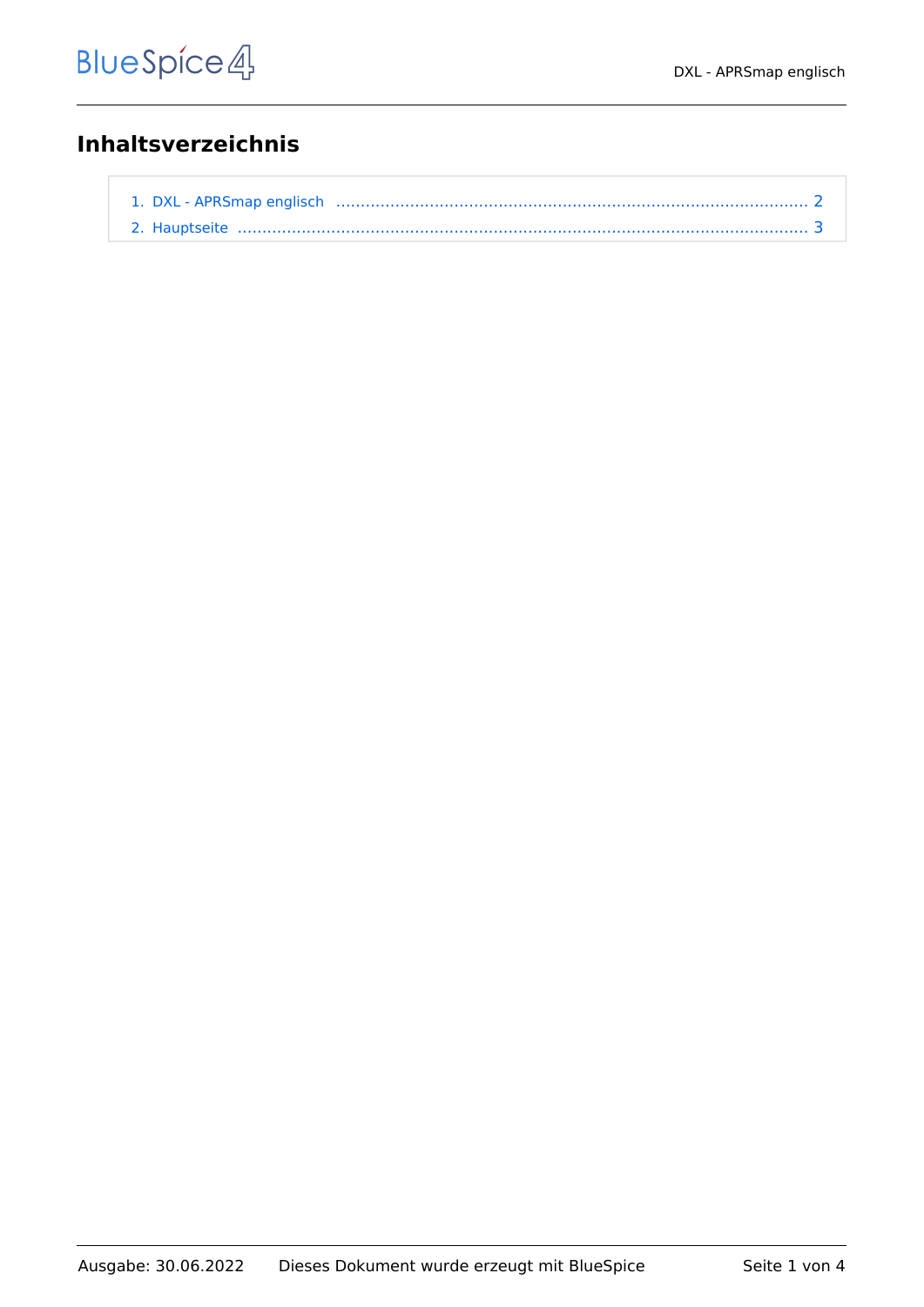## Inhaltsverzeichnis

1. DXL - APRSmap englisch ..................................................................................... 2
2. Hauptseite ............................................................................................................ 3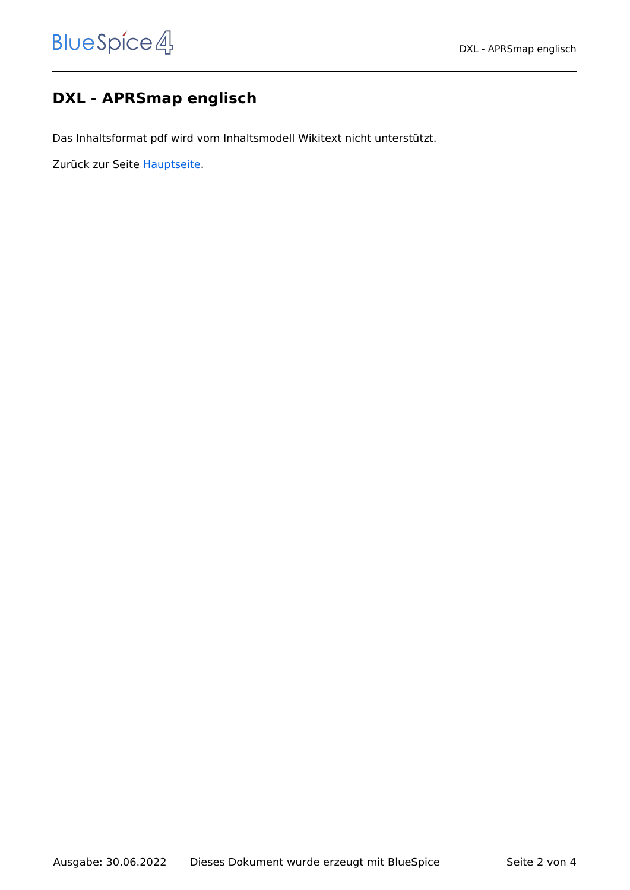# DXL - APRSmap englisch

Das Inhaltsformat pdf wird vom Inhaltsmodell Wikitext nicht unterstützt.

Zurück zur Seite Hauptseite.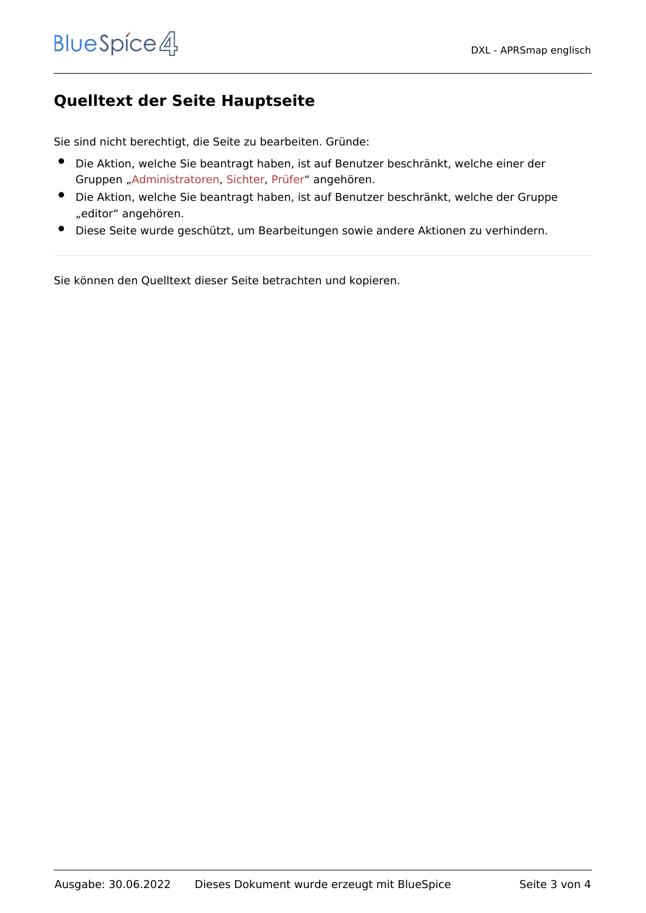# Quelltext der Seite Hauptseite

Sie sind nicht berechtigt, die Seite zu bearbeiten. Gründe:

- Die Aktion, welche Sie beantragt haben, ist auf Benutzer beschränkt, welche einer der Gruppen „Administratoren, Sichter, Prüfer“ angehören.
- Die Aktion, welche Sie beantragt haben, ist auf Benutzer beschränkt, welche der Gruppe „editor“ angehören.
- Diese Seite wurde geschützt, um Bearbeitungen sowie andere Aktionen zu verhindern.

---

Sie können den Quelltext dieser Seite betrachten und kopieren.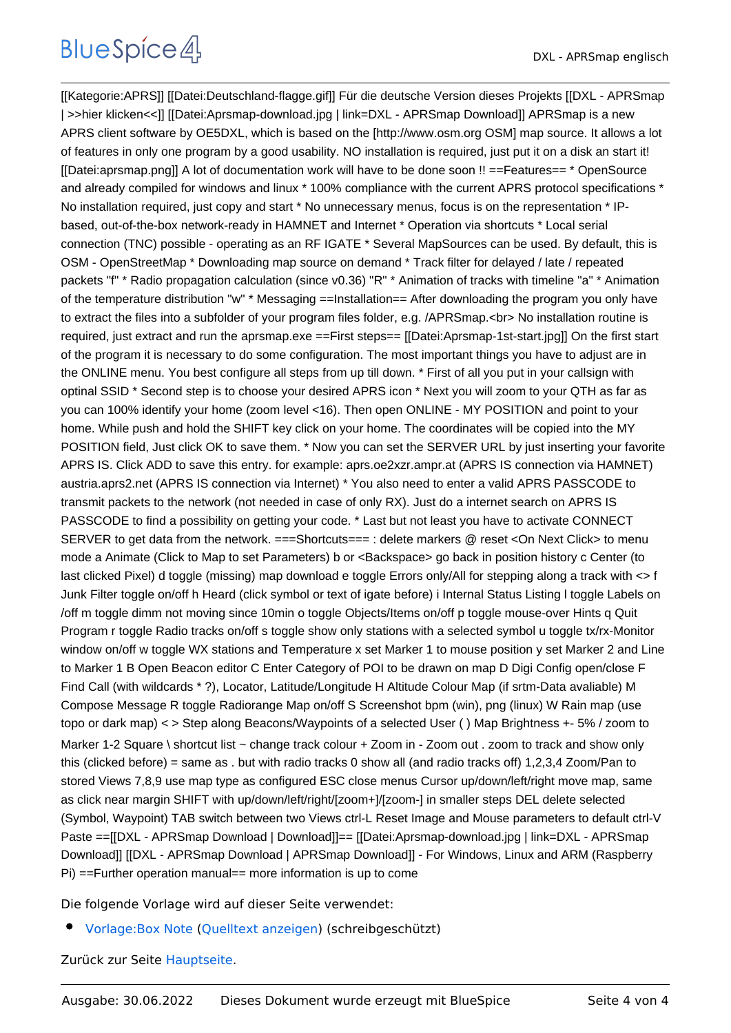[[Kategorie:APRS]] [[Datei:Deutschland-flagge.gif]] Für die deutsche Version dieses Projekts [[DXL - APRSmap | >>hier klicken<<]] [[Datei:Aprsmap-download.jpg | link=DXL - APRSmap Download]] APRSmap is a new APRS client software by OE5DXL, which is based on the [http://www.osm.org OSM] map source. It allows a lot of features in only one program by a good usability. NO installation is required, just put it on a disk an start it! [[Datei:aprsmap.png]] A lot of documentation work will have to be done soon !! ==Features== * OpenSource and already compiled for windows and linux * 100% compliance with the current APRS protocol specifications * No installation required, just copy and start * No unnecessary menus, focus is on the representation * IP-based, out-of-the-box network-ready in HAMNET and Internet * Operation via shortcuts * Local serial connection (TNC) possible - operating as an RF IGATE * Several MapSources can be used. By default, this is OSM - OpenStreetMap * Downloading map source on demand * Track filter for delayed / late / repeated packets "f" * Radio propagation calculation (since v0.36) "R" * Animation of tracks with timeline "a" * Animation of the temperature distribution "w" * Messaging ==Installation== After downloading the program you only have to extract the files into a subfolder of your program files folder, e.g. /APRSmap.<br> No installation routine is required, just extract and run the aprsmap.exe ==First steps== [[Datei:Aprsmap-1st-start.jpg]] On the first start of the program it is necessary to do some configuration. The most important things you have to adjust are in the ONLINE menu. You best configure all steps from up till down. * First of all you put in your callsign with optinal SSID * Second step is to choose your desired APRS icon * Next you will zoom to your QTH as far as you can 100% identify your home (zoom level <16). Then open ONLINE - MY POSITION and point to your home. While push and hold the SHIFT key click on your home. The coordinates will be copied into the MY POSITION field, Just click OK to save them. * Now you can set the SERVER URL by just inserting your favorite APRS IS. Click ADD to save this entry. for example: aprs.oe2xzr.ampr.at (APRS IS connection via HAMNET) austria.aprs2.net (APRS IS connection via Internet) * You also need to enter a valid APRS PASSCODE to transmit packets to the network (not needed in case of only RX). Just do a internet search on APRS IS PASSCODE to find a possibility on getting your code. * Last but not least you have to activate CONNECT SERVER to get data from the network. ===Shortcuts=== : delete markers @ reset <On Next Click> to menu mode a Animate (Click to Map to set Parameters) b or <Backspace> go back in position history c Center (to last clicked Pixel) d toggle (missing) map download e toggle Errors only/All for stepping along a track with <> f Junk Filter toggle on/off h Heard (click symbol or text of igate before) i Internal Status Listing l toggle Labels on /off m toggle dimm not moving since 10min o toggle Objects/Items on/off p toggle mouse-over Hints q Quit Program r toggle Radio tracks on/off s toggle show only stations with a selected symbol u toggle tx/rx-Monitor window on/off w toggle WX stations and Temperature x set Marker 1 to mouse position y set Marker 2 and Line to Marker 1 B Open Beacon editor C Enter Category of POI to be drawn on map D Digi Config open/close F Find Call (with wildcards * ?), Locator, Latitude/Longitude H Altitude Colour Map (if srtm-Data avaliable) M Compose Message R toggle Radiorange Map on/off S Screenshot bpm (win), png (linux) W Rain map (use topo or dark map) < > Step along Beacons/Waypoints of a selected User ( ) Map Brightness +- 5% / zoom to Marker 1-2 Square \ shortcut list ~ change track colour + Zoom in - Zoom out . zoom to track and show only this (clicked before) = same as . but with radio tracks 0 show all (and radio tracks off) 1,2,3,4 Zoom/Pan to stored Views 7,8,9 use map type as configured ESC close menus Cursor up/down/left/right move map, same as click near margin SHIFT with up/down/left/right/[zoom+]/[zoom-] in smaller steps DEL delete selected (Symbol, Waypoint) TAB switch between two Views ctrl-L Reset Image and Mouse parameters to default ctrl-V Paste ==[[DXL - APRSmap Download | Download]]== [[Datei:Aprsmap-download.jpg | link=DXL - APRSmap Download]] [[DXL - APRSmap Download | APRSmap Download]] - For Windows, Linux and ARM (Raspberry Pi) ==Further operation manual== more information is up to come

Die folgende Vorlage wird auf dieser Seite verwendet:

- Vorlage:Box Note (Quelltext anzeigen) (schreibgeschützt)

Zurück zur Seite Hauptseite.